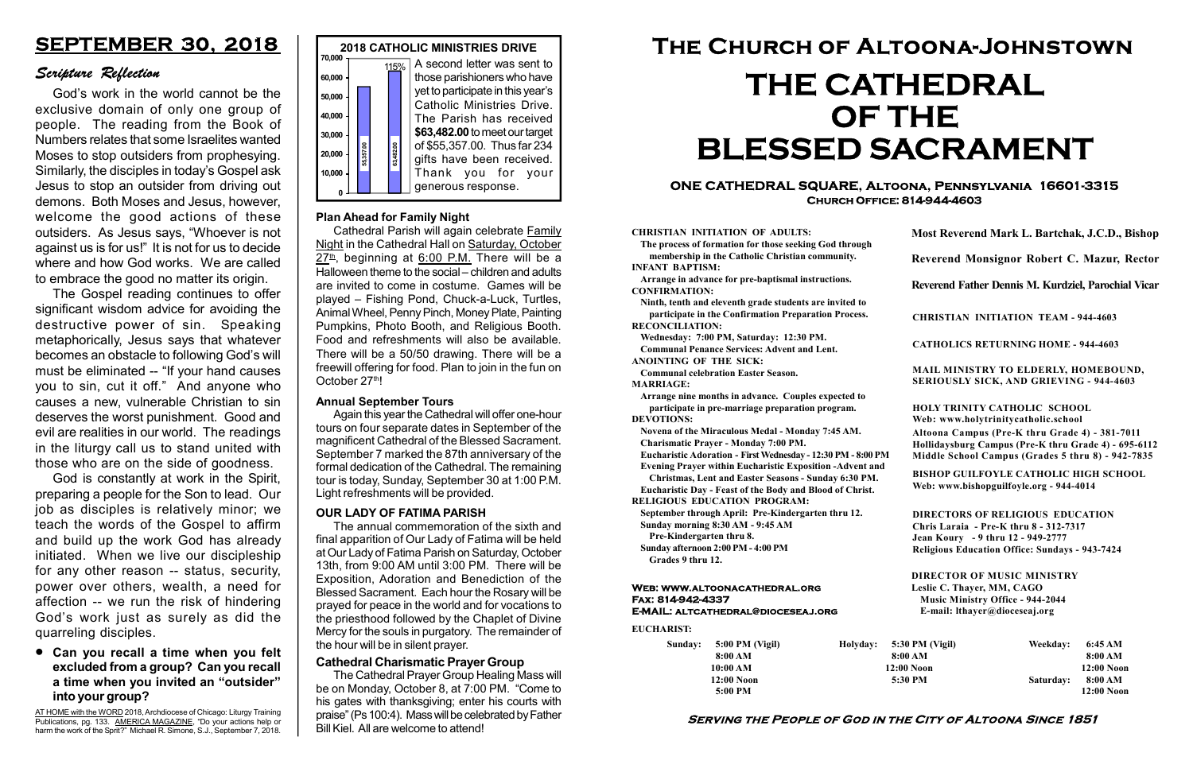# SEPTEMBER 30, 2018

## *Scripture Reflection*

God's work in the world cannot be the exclusive domain of only one group of people. The reading from the Book of Numbers relates that some Israelites wanted Moses to stop outsiders from prophesying. Similarly, the disciples in today's Gospel ask Jesus to stop an outsider from driving out demons. Both Moses and Jesus, however, welcome the good actions of these outsiders. As Jesus says, "Whoever is not against us is for us!" It is not for us to decide where and how God works. We are called to embrace the good no matter its origin.

The Gospel reading continues to offer significant wisdom advice for avoiding the destructive power of sin. Speaking metaphorically, Jesus says that whatever becomes an obstacle to following God's will must be eliminated -- "If your hand causes you to sin, cut it off." And anyone who causes a new, vulnerable Christian to sin deserves the worst punishment. Good and evil are realities in our world. The readings in the liturgy call us to stand united with those who are on the side of goodness.

God is constantly at work in the Spirit, preparing a people for the Son to lead. Our job as disciples is relatively minor; we teach the words of the Gospel to affirm and build up the work God has already initiated. When we live our discipleship for any other reason -- status, security, power over others, wealth, a need for affection -- we run the risk of hindering God's work just as surely as did the quarreling disciples.

- **Can you recall a time when you felt excluded from a group? Can you recall a time when you invited an "outsider" into your group?**

AT HOME with the WORD 2018, Archdiocese of Chicago: Liturgy Training Publications, pg. 133. AMERICA MAGAZINE, "Do your actions help or harm the work of the Sprit?" Michael R. Simone, S.J., September 7, 2018.

## 2018 CATHOLIC MINISTRIES DRIVE

| Target | Received |
|---|---|
| 55357.00 | 63482.00 (115%) |

A second letter was sent to those parishioners who have yet to participate in this year's Catholic Ministries Drive. The Parish has received **$63,482.00** to meet our target of $55,357.00. Thus far 234 gifts have been received. Thank you for your generous response.

### Plan Ahead for Family Night

Cathedral Parish will again celebrate Family Night in the Cathedral Hall on Saturday, October 27th, beginning at 6:00 P.M. There will be a Halloween theme to the social – children and adults are invited to come in costume. Games will be played – Fishing Pond, Chuck-a-Luck, Turtles, Animal Wheel, Penny Pinch, Money Plate, Painting Pumpkins, Photo Booth, and Religious Booth. Food and refreshments will also be available. There will be a 50/50 drawing. There will be a freewill offering for food. Plan to join in the fun on October 27th!

### Annual September Tours

Again this year the Cathedral will offer one-hour tours on four separate dates in September of the magnificent Cathedral of the Blessed Sacrament. September 7 marked the 87th anniversary of the formal dedication of the Cathedral. The remaining tour is today, Sunday, September 30 at 1:00 P.M. Light refreshments will be provided.

### OUR LADY OF FATIMA PARISH

The annual commemoration of the sixth and final apparition of Our Lady of Fatima will be held at Our Lady of Fatima Parish on Saturday, October 13th, from 9:00 AM until 3:00 PM. There will be Exposition, Adoration and Benediction of the Blessed Sacrament. Each hour the Rosary will be prayed for peace in the world and for vocations to the priesthood followed by the Chaplet of Divine Mercy for the souls in purgatory. The remainder of the hour will be in silent prayer.

### Cathedral Charismatic Prayer Group

The Cathedral Prayer Group Healing Mass will be on Monday, October 8, at 7:00 PM. "Come to his gates with thanksgiving; enter his courts with praise" (Ps 100:4). Mass will be celebrated by Father Bill Kiel. All are welcome to attend!

# The Church of Altoona-Johnstown

# THE CATHEDRAL OF THE BLESSED SACRAMENT

## ONE CATHEDRAL SQUARE, Altoona, Pennsylvania 16601-3315
**Church Office: 814-944-4603**

**CHRISTIAN INITIATION OF ADULTS:**
The process of formation for those seeking God through membership in the Catholic Christian community.
**INFANT BAPTISM:**
Arrange in advance for pre-baptismal instructions.
**CONFIRMATION:**
Ninth, tenth and eleventh grade students are invited to participate in the Confirmation Preparation Process.
**RECONCILIATION:**
Wednesday: 7:00 PM, Saturday: 12:30 PM.
Communal Penance Services: Advent and Lent.
**ANOINTING OF THE SICK:**
Communal celebration Easter Season.
**MARRIAGE:**
Arrange nine months in advance. Couples expected to participate in pre-marriage preparation program.
**DEVOTIONS:**
Novena of the Miraculous Medal - Monday 7:45 AM.
Charismatic Prayer - Monday 7:00 PM.
Eucharistic Adoration - First Wednesday - 12:30 PM - 8:00 PM
Evening Prayer within Eucharistic Exposition -Advent and Christmas, Lent and Easter Seasons - Sunday 6:30 PM.
Eucharistic Day - Feast of the Body and Blood of Christ.
**RELIGIOUS EDUCATION PROGRAM:**
September through April: Pre-Kindergarten thru 12.
Sunday morning 8:30 AM - 9:45 AM
Pre-Kindergarten thru 8.
Sunday afternoon 2:00 PM - 4:00 PM
Grades 9 thru 12.

**Most Reverend Mark L. Bartchak, J.C.D., Bishop**

**Reverend Monsignor Robert C. Mazur, Rector**

**Reverend Father Dennis M. Kurdziel, Parochial Vicar**

CHRISTIAN INITIATION TEAM - 944-4603

CATHOLICS RETURNING HOME - 944-4603

MAIL MINISTRY TO ELDERLY, HOMEBOUND, SERIOUSLY SICK, AND GRIEVING - 944-4603

HOLY TRINITY CATHOLIC SCHOOL
Web: www.holytrinitycatholic.school
Altoona Campus (Pre-K thru Grade 4) - 381-7011
Hollidaysburg Campus (Pre-K thru Grade 4) - 695-6112
Middle School Campus (Grades 5 thru 8) - 942-7835

BISHOP GUILFOYLE CATHOLIC HIGH SCHOOL
Web: www.bishopguilfoyle.org - 944-4014

DIRECTORS OF RELIGIOUS EDUCATION
Chris Laraia - Pre-K thru 8 - 312-7317
Jean Koury - 9 thru 12 - 949-2777
Religious Education Office: Sundays - 943-7424

DIRECTOR OF MUSIC MINISTRY
Leslie C. Thayer, MM, CAGO
Music Ministry Office - 944-2044
E-mail: lthayer@dioceseaj.org

**Web: www.altoonacathedral.org**
**Fax: 814-942-4337**
**E-MAIL: altcathedral@dioceseaj.org**

**EUCHARIST:**

| Sunday: | | Holyday: | | Weekday: | |
|---|---|---|---|---|---|
| | 5:00 PM (Vigil) | | 5:30 PM (Vigil) | | 6:45 AM |
| | 8:00 AM | | 8:00 AM | | 8:00 AM |
| | 10:00 AM | | 12:00 Noon | | 12:00 Noon |
| | 12:00 Noon | | 5:30 PM | Saturday: | 8:00 AM |
| | 5:00 PM | | | | 12:00 Noon |

**Serving the People of God in the City of Altoona Since 1851**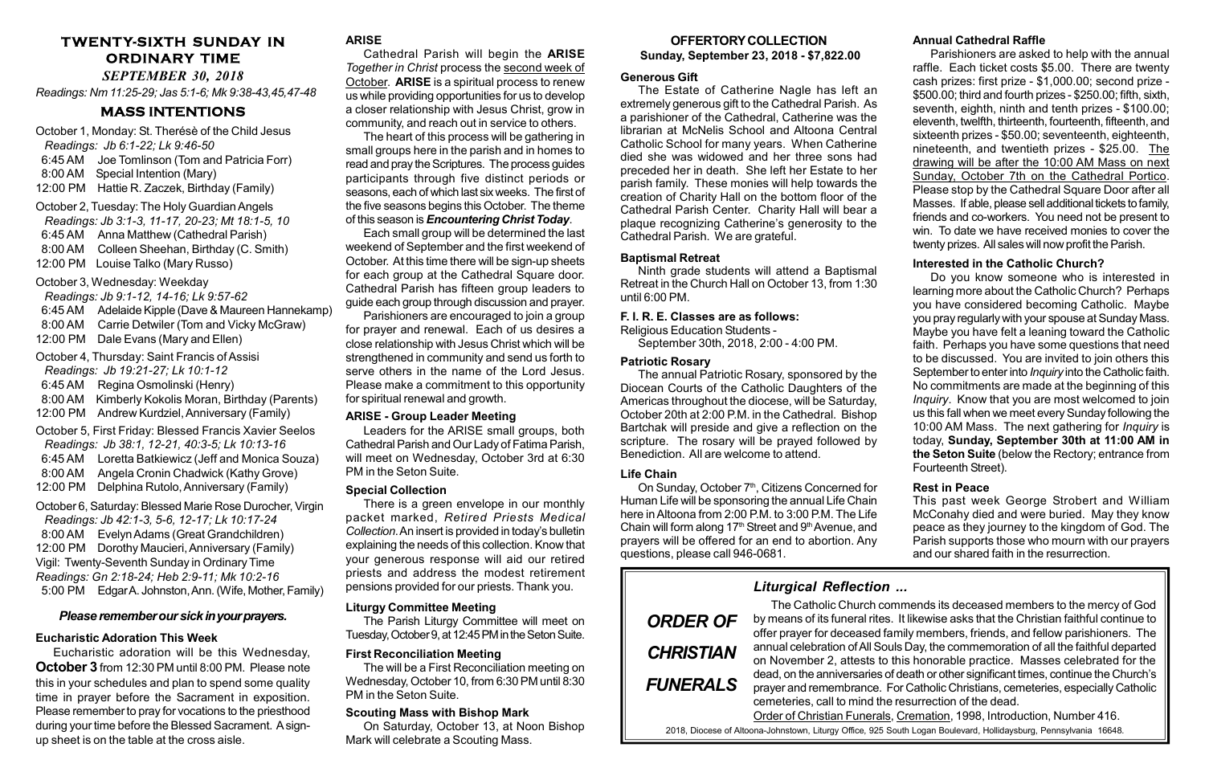# TWENTY-SIXTH SUNDAY IN ORDINARY TIME

*SEPTEMBER 30, 2018*

*Readings: Nm 11:25-29; Jas 5:1-6; Mk 9:38-43,45,47-48*

## MASS INTENTIONS

October 1, Monday: St. Therésè of the Child Jesus
*Readings: Jb 6:1-22; Lk 9:46-50*
6:45 AM Joe Tomlinson (Tom and Patricia Forr)
8:00 AM Special Intention (Mary)
12:00 PM Hattie R. Zaczek, Birthday (Family)

October 2, Tuesday: The Holy Guardian Angels
*Readings: Jb 3:1-3, 11-17, 20-23; Mt 18:1-5, 10*
6:45 AM Anna Matthew (Cathedral Parish)
8:00 AM Colleen Sheehan, Birthday (C. Smith)
12:00 PM Louise Talko (Mary Russo)

October 3, Wednesday: Weekday
*Readings: Jb 9:1-12, 14-16; Lk 9:57-62*
6:45 AM Adelaide Kipple (Dave & Maureen Hannekamp)
8:00 AM Carrie Detwiler (Tom and Vicky McGraw)
12:00 PM Dale Evans (Mary and Ellen)

October 4, Thursday: Saint Francis of Assisi
*Readings: Jb 19:21-27; Lk 10:1-12*
6:45 AM Regina Osmolinski (Henry)
8:00 AM Kimberly Kokolis Moran, Birthday (Parents)
12:00 PM Andrew Kurdziel, Anniversary (Family)

October 5, First Friday: Blessed Francis Xavier Seelos
*Readings: Jb 38:1, 12-21, 40:3-5; Lk 10:13-16*
6:45 AM Loretta Batkiewicz (Jeff and Monica Souza)
8:00 AM Angela Cronin Chadwick (Kathy Grove)
12:00 PM Delphina Rutolo, Anniversary (Family)

October 6, Saturday: Blessed Marie Rose Durocher, Virgin
*Readings: Jb 42:1-3, 5-6, 12-17; Lk 10:17-24*
8:00 AM Evelyn Adams (Great Grandchildren)
12:00 PM Dorothy Maucieri, Anniversary (Family)
Vigil: Twenty-Seventh Sunday in Ordinary Time
*Readings: Gn 2:18-24; Heb 2:9-11; Mk 10:2-16*
5:00 PM Edgar A. Johnston, Ann. (Wife, Mother, Family)

***Please remember our sick in your prayers.***

### Eucharistic Adoration This Week

Eucharistic adoration will be this Wednesday, **October 3** from 12:30 PM until 8:00 PM. Please note this in your schedules and plan to spend some quality time in prayer before the Sacrament in exposition. Please remember to pray for vocations to the priesthood during your time before the Blessed Sacrament. A sign-up sheet is on the table at the cross aisle.

### ARISE

Cathedral Parish will begin the **ARISE** *Together in Christ* process the second week of October. **ARISE** is a spiritual process to renew us while providing opportunities for us to develop a closer relationship with Jesus Christ, grow in community, and reach out in service to others.

The heart of this process will be gathering in small groups here in the parish and in homes to read and pray the Scriptures. The process guides participants through five distinct periods or seasons, each of which last six weeks. The first of the five seasons begins this October. The theme of this season is ***Encountering Christ Today***.

Each small group will be determined the last weekend of September and the first weekend of October. At this time there will be sign-up sheets for each group at the Cathedral Square door. Cathedral Parish has fifteen group leaders to guide each group through discussion and prayer.

Parishioners are encouraged to join a group for prayer and renewal. Each of us desires a close relationship with Jesus Christ which will be strengthened in community and send us forth to serve others in the name of the Lord Jesus. Please make a commitment to this opportunity for spiritual renewal and growth.

### ARISE - Group Leader Meeting

Leaders for the ARISE small groups, both Cathedral Parish and Our Lady of Fatima Parish, will meet on Wednesday, October 3rd at 6:30 PM in the Seton Suite.

### Special Collection

There is a green envelope in our monthly packet marked, *Retired Priests Medical Collection.* An insert is provided in today's bulletin explaining the needs of this collection. Know that your generous response will aid our retired priests and address the modest retirement pensions provided for our priests. Thank you.

### Liturgy Committee Meeting

The Parish Liturgy Committee will meet on Tuesday, October 9, at 12:45 PM in the Seton Suite.

### First Reconciliation Meeting

The will be a First Reconciliation meeting on Wednesday, October 10, from 6:30 PM until 8:30 PM in the Seton Suite.

### Scouting Mass with Bishop Mark

On Saturday, October 13, at Noon Bishop Mark will celebrate a Scouting Mass.

### OFFERTORY COLLECTION
**Sunday, September 23, 2018 - $7,822.00**

### Generous Gift

The Estate of Catherine Nagle has left an extremely generous gift to the Cathedral Parish. As a parishioner of the Cathedral, Catherine was the librarian at McNelis School and Altoona Central Catholic School for many years. When Catherine died she was widowed and her three sons had preceded her in death. She left her Estate to her parish family. These monies will help towards the creation of Charity Hall on the bottom floor of the Cathedral Parish Center. Charity Hall will bear a plaque recognizing Catherine's generosity to the Cathedral Parish. We are grateful.

### Baptismal Retreat

Ninth grade students will attend a Baptismal Retreat in the Church Hall on October 13, from 1:30 until 6:00 PM.

### F. I. R. E. Classes are as follows:

Religious Education Students -
September 30th, 2018, 2:00 - 4:00 PM.

### Patriotic Rosary

The annual Patriotic Rosary, sponsored by the Diocesan Courts of the Catholic Daughters of the Americas throughout the diocese, will be Saturday, October 20th at 2:00 P.M. in the Cathedral. Bishop Bartchak will preside and give a reflection on the scripture. The rosary will be prayed followed by Benediction. All are welcome to attend.

### Life Chain

On Sunday, October 7th, Citizens Concerned for Human Life will be sponsoring the annual Life Chain here in Altoona from 2:00 P.M. to 3:00 P.M. The Life Chain will form along 17th Street and 9th Avenue, and prayers will be offered for an end to abortion. Any questions, please call 946-0681.

### Annual Cathedral Raffle

Parishioners are asked to help with the annual raffle. Each ticket costs $5.00. There are twenty cash prizes: first prize - $1,000.00; second prize - $500.00; third and fourth prizes - $250.00; fifth, sixth, seventh, eighth, ninth and tenth prizes - $100.00; eleventh, twelfth, thirteenth, fourteenth, fifteenth, and sixteenth prizes - $50.00; seventeenth, eighteenth, nineteenth, and twentieth prizes - $25.00. The drawing will be after the 10:00 AM Mass on next Sunday, October 7th on the Cathedral Portico. Please stop by the Cathedral Square Door after all Masses. If able, please sell additional tickets to family, friends and co-workers. You need not be present to win. To date we have received monies to cover the twenty prizes. All sales will now profit the Parish.

### Interested in the Catholic Church?

Do you know someone who is interested in learning more about the Catholic Church? Perhaps you have considered becoming Catholic. Maybe you pray regularly with your spouse at Sunday Mass. Maybe you have felt a leaning toward the Catholic faith. Perhaps you have some questions that need to be discussed. You are invited to join others this September to enter into *Inquiry* into the Catholic faith. No commitments are made at the beginning of this *Inquiry*. Know that you are most welcomed to join us this fall when we meet every Sunday following the 10:00 AM Mass. The next gathering for *Inquiry* is today, **Sunday, September 30th at 11:00 AM in the Seton Suite** (below the Rectory; entrance from Fourteenth Street).

### Rest in Peace

This past week George Strobert and William McConahy died and were buried. May they know peace as they journey to the kingdom of God. The Parish supports those who mourn with our prayers and our shared faith in the resurrection.

## *Liturgical Reflection ...*

***ORDER OF CHRISTIAN FUNERALS***

The Catholic Church commends its deceased members to the mercy of God by means of its funeral rites. It likewise asks that the Christian faithful continue to offer prayer for deceased family members, friends, and fellow parishioners. The annual celebration of All Souls Day, the commemoration of all the faithful departed on November 2, attests to this honorable practice. Masses celebrated for the dead, on the anniversaries of death or other significant times, continue the Church's prayer and remembrance. For Catholic Christians, cemeteries, especially Catholic cemeteries, call to mind the resurrection of the dead.

Order of Christian Funerals, Cremation, 1998, Introduction, Number 416.

2018, Diocese of Altoona-Johnstown, Liturgy Office, 925 South Logan Boulevard, Hollidaysburg, Pennsylvania 16648.